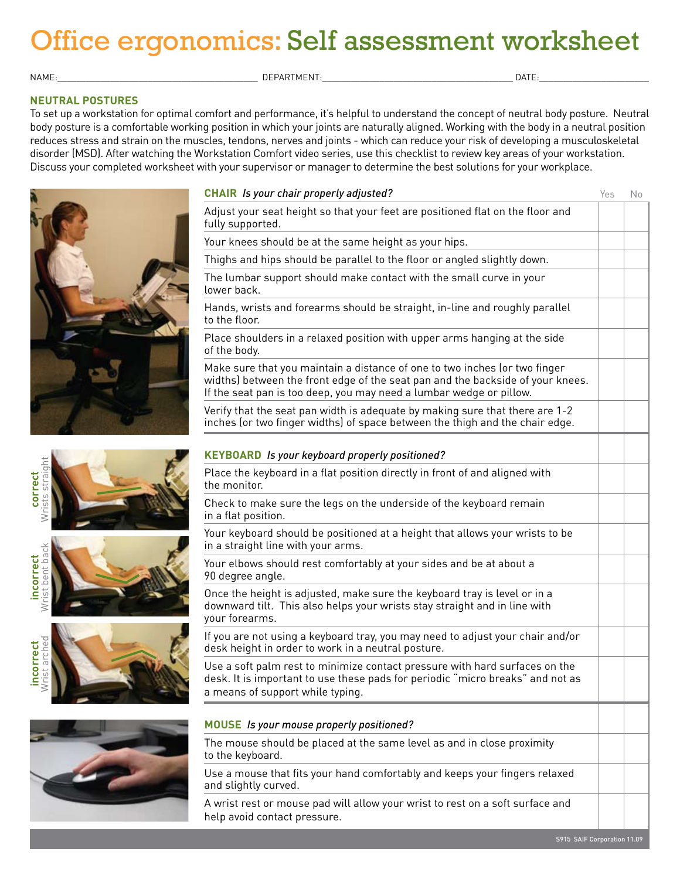# Office ergonomics: Self assessment worksheet

NAME:_______________________________ DEPARTMENT:_______________________________ DATE:__________________

## NEUTRAL POSTURES

To set up a workstation for optimal comfort and performance, it's helpful to understand the concept of neutral body posture. Neutral body posture is a comfortable working position in which your joints are naturally aligned. Working with the body in a neutral position reduces stress and strain on the muscles, tendons, nerves and joints - which can reduce your risk of developing a musculoskeletal disorder (MSD). After watching the Workstation Comfort video series, use this checklist to review key areas of your workstation. Discuss your completed worksheet with your supervisor or manager to determine the best solutions for your workplace.

| **CHAIR** *Is your chair properly adjusted?* | Yes | No |
|---|---|---|
| Adjust your seat height so that your feet are positioned flat on the floor and fully supported. | | |
| Your knees should be at the same height as your hips. | | |
| Thighs and hips should be parallel to the floor or angled slightly down. | | |
| The lumbar support should make contact with the small curve in your lower back. | | |
| Hands, wrists and forearms should be straight, in-line and roughly parallel to the floor. | | |
| Place shoulders in a relaxed position with upper arms hanging at the side of the body. | | |
| Make sure that you maintain a distance of one to two inches (or two finger widths) between the front edge of the seat pan and the backside of your knees. If the seat pan is too deep, you may need a lumbar wedge or pillow. | | |
| Verify that the seat pan width is adequate by making sure that there are 1-2 inches (or two finger widths) of space between the thigh and the chair edge. | | |

**correct** Wrists straight

**incorrect** Wrist bent back

**incorrect** Wrist arched

| **KEYBOARD** *Is your keyboard properly positioned?* | | |
|---|---|---|
| Place the keyboard in a flat position directly in front of and aligned with the monitor. | | |
| Check to make sure the legs on the underside of the keyboard remain in a flat position. | | |
| Your keyboard should be positioned at a height that allows your wrists to be in a straight line with your arms. | | |
| Your elbows should rest comfortably at your sides and be at about a 90 degree angle. | | |
| Once the height is adjusted, make sure the keyboard tray is level or in a downward tilt. This also helps your wrists stay straight and in line with your forearms. | | |
| If you are not using a keyboard tray, you may need to adjust your chair and/or desk height in order to work in a neutral posture. | | |
| Use a soft palm rest to minimize contact pressure with hard surfaces on the desk. It is important to use these pads for periodic "micro breaks" and not as a means of support while typing. | | |

| **MOUSE** *Is your mouse properly positioned?* | | |
|---|---|---|
| The mouse should be placed at the same level as and in close proximity to the keyboard. | | |
| Use a mouse that fits your hand comfortably and keeps your fingers relaxed and slightly curved. | | |
| A wrist rest or mouse pad will allow your wrist to rest on a soft surface and help avoid contact pressure. | | |

S915 SAIF Corporation 11.09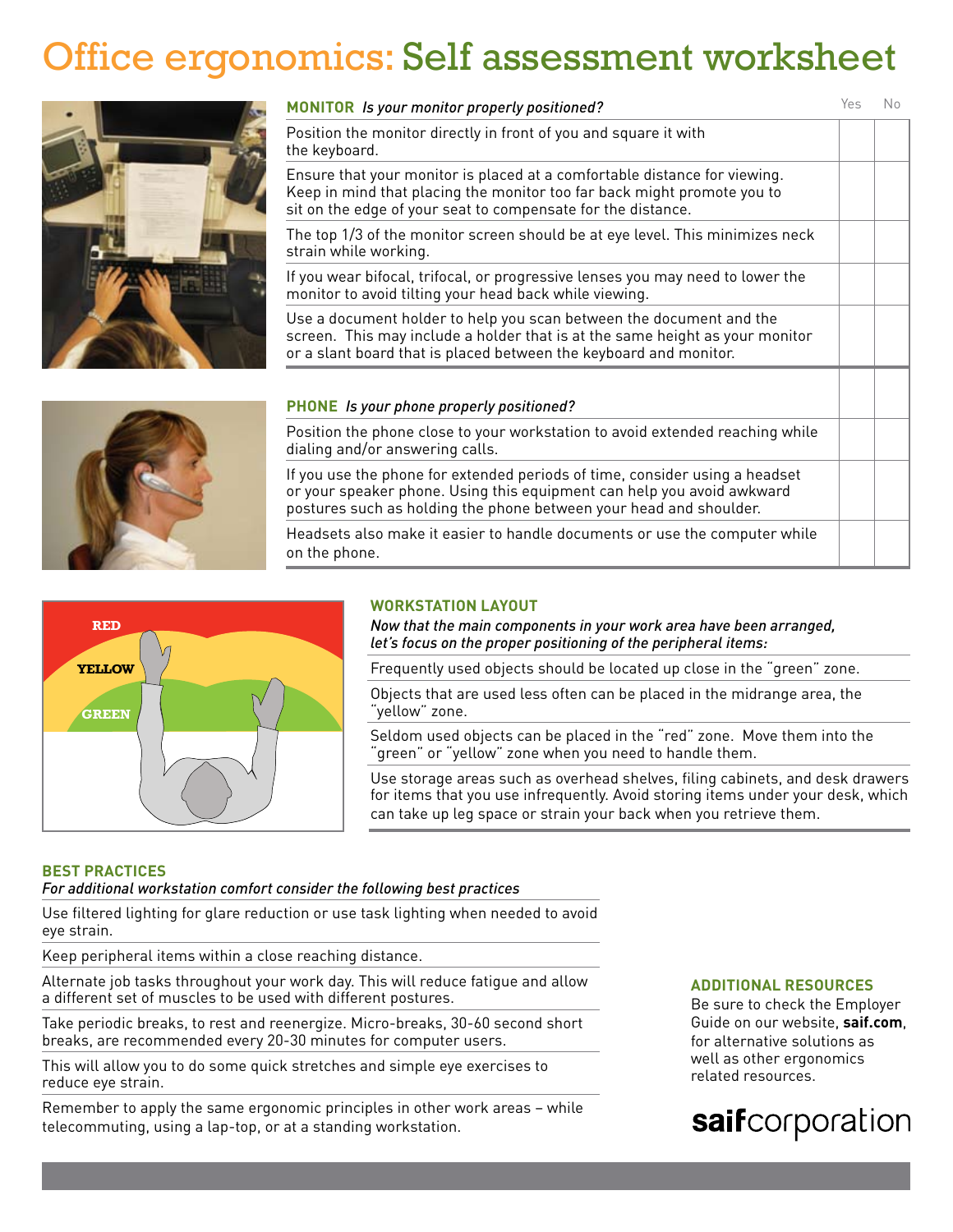# Office ergonomics: Self assessment worksheet

| **MONITOR** *Is your monitor properly positioned?* | Yes | No |
|---|---|---|
| Position the monitor directly in front of you and square it with the keyboard. | | |
| Ensure that your monitor is placed at a comfortable distance for viewing. Keep in mind that placing the monitor too far back might promote you to sit on the edge of your seat to compensate for the distance. | | |
| The top 1/3 of the monitor screen should be at eye level. This minimizes neck strain while working. | | |
| If you wear bifocal, trifocal, or progressive lenses you may need to lower the monitor to avoid tilting your head back while viewing. | | |
| Use a document holder to help you scan between the document and the screen. This may include a holder that is at the same height as your monitor or a slant board that is placed between the keyboard and monitor. | | |

| **PHONE** *Is your phone properly positioned?* | Yes | No |
|---|---|---|
| Position the phone close to your workstation to avoid extended reaching while dialing and/or answering calls. | | |
| If you use the phone for extended periods of time, consider using a headset or your speaker phone. Using this equipment can help you avoid awkward postures such as holding the phone between your head and shoulder. | | |
| Headsets also make it easier to handle documents or use the computer while on the phone. | | |

RED

YELLOW

GREEN

## WORKSTATION LAYOUT

*Now that the main components in your work area have been arranged, let's focus on the proper positioning of the peripheral items:*

- Frequently used objects should be located up close in the "green" zone.
- Objects that are used less often can be placed in the midrange area, the "yellow" zone.
- Seldom used objects can be placed in the "red" zone. Move them into the "green" or "yellow" zone when you need to handle them.
- Use storage areas such as overhead shelves, filing cabinets, and desk drawers for items that you use infrequently. Avoid storing items under your desk, which can take up leg space or strain your back when you retrieve them.

## BEST PRACTICES

*For additional workstation comfort consider the following best practices*

- Use filtered lighting for glare reduction or use task lighting when needed to avoid eye strain.
- Keep peripheral items within a close reaching distance.
- Alternate job tasks throughout your work day. This will reduce fatigue and allow a different set of muscles to be used with different postures.
- Take periodic breaks, to rest and reenergize. Micro-breaks, 30-60 second short breaks, are recommended every 20-30 minutes for computer users.
- This will allow you to do some quick stretches and simple eye exercises to reduce eye strain.
- Remember to apply the same ergonomic principles in other work areas – while telecommuting, using a lap-top, or at a standing workstation.

## ADDITIONAL RESOURCES

Be sure to check the Employer Guide on our website, **saif.com**, for alternative solutions as well as other ergonomics related resources.

**saif**corporation